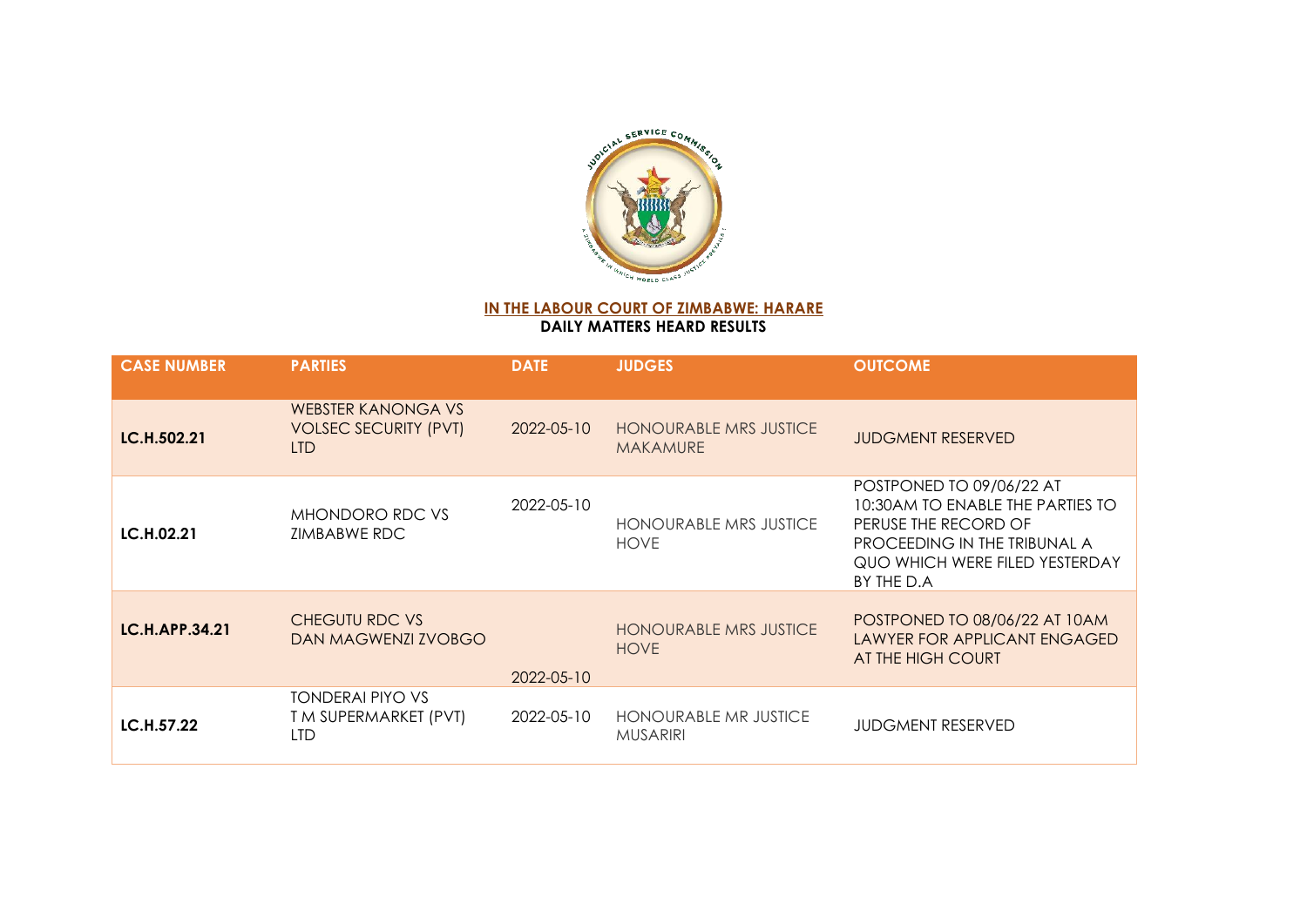**IN THE LABOUR COURT OF ZIMBABWE: HARARE**

**DAILY MATTERS HEARD RESULTS**

| CASE NUMBER | PARTIES | DATE | JUDGES | OUTCOME |
|---|---|---|---|---|
| **LC.H.502.21** | WEBSTER KANONGA VS VOLSEC SECURITY (PVT) LTD | 2022-05-10 | HONOURABLE MRS JUSTICE MAKAMURE | JUDGMENT RESERVED |
| **LC.H.02.21** | MHONDORO RDC VS ZIMBABWE RDC | 2022-05-10 | HONOURABLE MRS JUSTICE HOVE | POSTPONED TO 09/06/22 AT 10:30AM TO ENABLE THE PARTIES TO PERUSE THE RECORD OF PROCEEDING IN THE TRIBUNAL A QUO WHICH WERE FILED YESTERDAY BY THE D.A |
| **LC.H.APP.34.21** | CHEGUTU RDC VS DAN MAGWENZI ZVOBGO | 2022-05-10 | HONOURABLE MRS JUSTICE HOVE | POSTPONED TO 08/06/22 AT 10AM LAWYER FOR APPLICANT ENGAGED AT THE HIGH COURT |
| **LC.H.57.22** | TONDERAI PIYO VS T M SUPERMARKET (PVT) LTD | 2022-05-10 | HONOURABLE MR JUSTICE MUSARIRI | JUDGMENT RESERVED |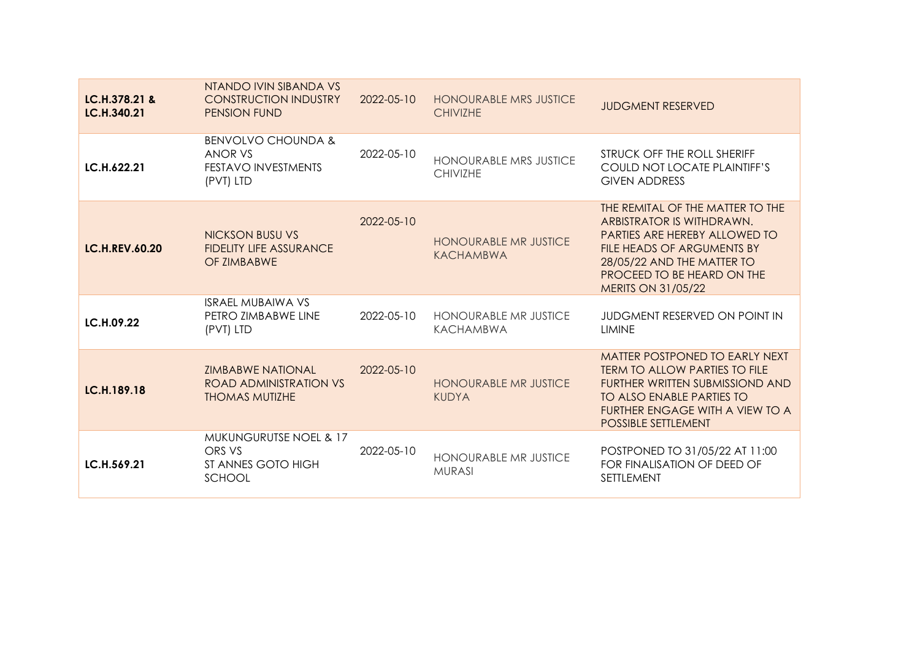| | | | | |
|---|---|---|---|---|
| **LC.H.378.21 & LC.H.340.21** | NTANDO IVIN SIBANDA VS CONSTRUCTION INDUSTRY PENSION FUND | 2022-05-10 | HONOURABLE MRS JUSTICE CHIVIZHE | JUDGMENT RESERVED |
| **LC.H.622.21** | BENVOLVO CHOUNDA & ANOR VS FESTAVO INVESTMENTS (PVT) LTD | 2022-05-10 | HONOURABLE MRS JUSTICE CHIVIZHE | STRUCK OFF THE ROLL SHERIFF COULD NOT LOCATE PLAINTIFF'S GIVEN ADDRESS |
| **LC.H.REV.60.20** | NICKSON BUSU VS FIDELITY LIFE ASSURANCE OF ZIMBABWE | 2022-05-10 | HONOURABLE MR JUSTICE KACHAMBWA | THE REMITAL OF THE MATTER TO THE ARBISTRATOR IS WITHDRAWN. PARTIES ARE HEREBY ALLOWED TO FILE HEADS OF ARGUMENTS BY 28/05/22 AND THE MATTER TO PROCEED TO BE HEARD ON THE MERITS ON 31/05/22 |
| **LC.H.09.22** | ISRAEL MUBAIWA VS PETRO ZIMBABWE LINE (PVT) LTD | 2022-05-10 | HONOURABLE MR JUSTICE KACHAMBWA | JUDGMENT RESERVED ON POINT IN LIMINE |
| **LC.H.189.18** | ZIMBABWE NATIONAL ROAD ADMINISTRATION VS THOMAS MUTIZHE | 2022-05-10 | HONOURABLE MR JUSTICE KUDYA | MATTER POSTPONED TO EARLY NEXT TERM TO ALLOW PARTIES TO FILE FURTHER WRITTEN SUBMISSIOND AND TO ALSO ENABLE PARTIES TO FURTHER ENGAGE WITH A VIEW TO A POSSIBLE SETTLEMENT |
| **LC.H.569.21** | MUKUNGURUTSE NOEL & 17 ORS VS ST ANNES GOTO HIGH SCHOOL | 2022-05-10 | HONOURABLE MR JUSTICE MURASI | POSTPONED TO 31/05/22 AT 11:00 FOR FINALISATION OF DEED OF SETTLEMENT |